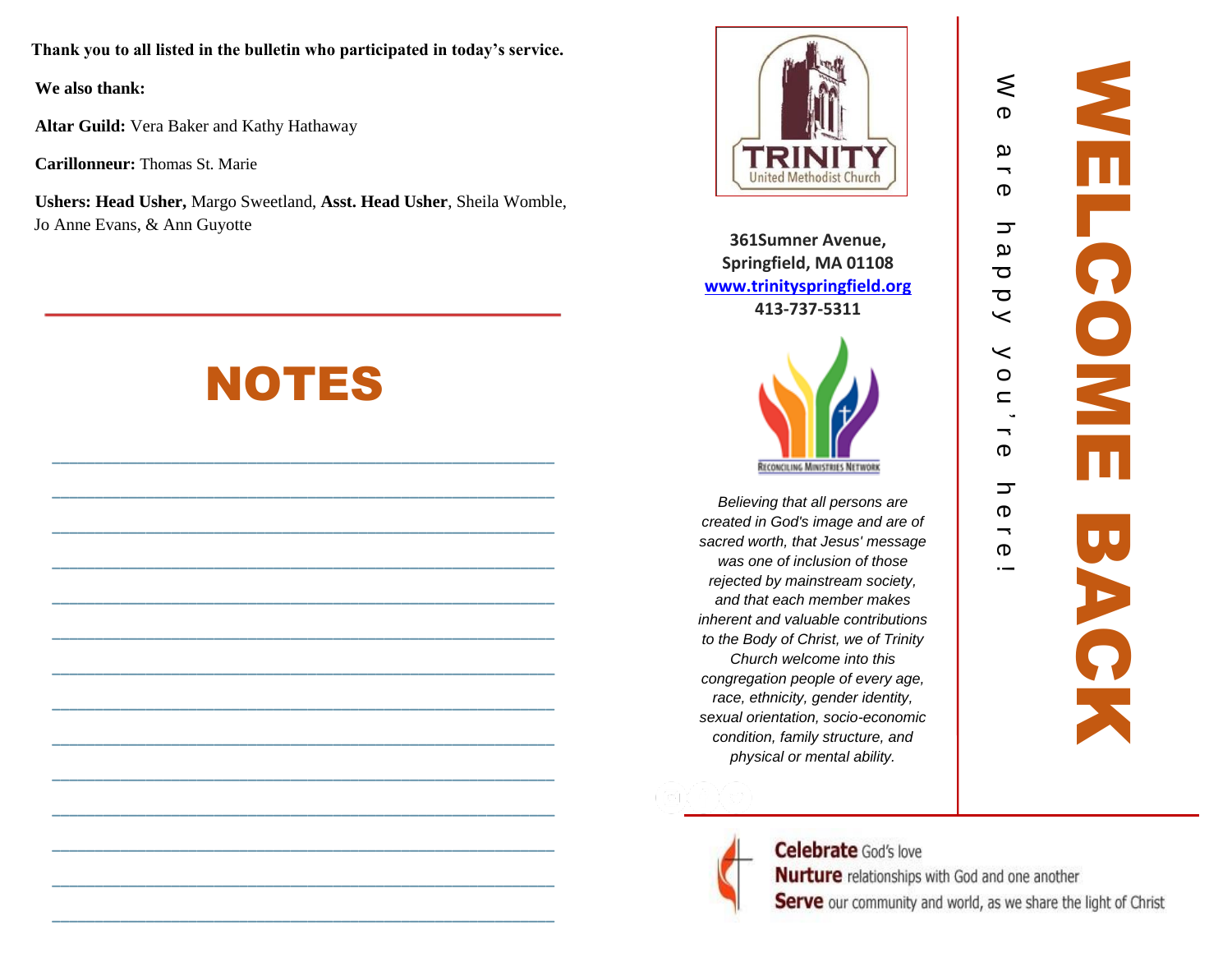**Thank you to all listed in the bulletin who participated in today's service.**

**We also thank:**

**Altar Guild:** Vera Baker and Kathy Hathaway

**Carillonneur:** Thomas St. Marie

**Ushers: Head Usher,** Margo Sweetland, **Asst. Head Usher**, Sheila Womble, Jo Anne Evans, & Ann Guyotte

# NOTES

\_\_\_\_\_\_\_\_\_\_\_\_\_\_\_\_\_\_\_\_\_\_\_\_\_\_\_\_\_\_\_\_\_\_\_\_\_\_\_\_\_\_\_\_\_\_\_\_

\_\_\_\_\_\_\_\_\_\_\_\_\_\_\_\_\_\_\_\_\_\_\_\_\_\_\_\_\_\_\_\_\_\_\_\_\_\_\_\_\_\_\_\_\_\_\_\_

\_\_\_\_\_\_\_\_\_\_\_\_\_\_\_\_\_\_\_\_\_\_\_\_\_\_\_\_\_\_\_\_\_\_\_\_\_\_\_\_\_\_\_\_\_\_\_\_

\_\_\_\_\_\_\_\_\_\_\_\_\_\_\_\_\_\_\_\_\_\_\_\_\_\_\_\_\_\_\_\_\_\_\_\_\_\_\_\_\_\_\_\_\_\_\_\_

\_\_\_\_\_\_\_\_\_\_\_\_\_\_\_\_\_\_\_\_\_\_\_\_\_\_\_\_\_\_\_\_\_\_\_\_\_\_\_\_\_\_\_\_\_\_\_\_

\_\_\_\_\_\_\_\_\_\_\_\_\_\_\_\_\_\_\_\_\_\_\_\_\_\_\_\_\_\_\_\_\_\_\_\_\_\_\_\_\_\_\_\_\_\_\_\_

\_\_\_\_\_\_\_\_\_\_\_\_\_\_\_\_\_\_\_\_\_\_\_\_\_\_\_\_\_\_\_\_\_\_\_\_\_\_\_\_\_\_\_\_\_\_\_\_

\_\_\_\_\_\_\_\_\_\_\_\_\_\_\_\_\_\_\_\_\_\_\_\_\_\_\_\_\_\_\_\_\_\_\_\_\_\_\_\_\_\_\_\_\_\_\_\_

\_\_\_\_\_\_\_\_\_\_\_\_\_\_\_\_\_\_\_\_\_\_\_\_\_\_\_\_\_\_\_\_\_\_\_\_\_\_\_\_\_\_\_\_\_\_\_\_

\_\_\_\_\_\_\_\_\_\_\_\_\_\_\_\_\_\_\_\_\_\_\_\_\_\_\_\_\_\_\_\_\_\_\_\_\_\_\_\_\_\_\_\_\_\_\_\_

\_\_\_\_\_\_\_\_\_\_\_\_\_\_\_\_\_\_\_\_\_\_\_\_\_\_\_\_\_\_\_\_\_\_\_\_\_\_\_\_\_\_\_\_\_\_\_\_

\_\_\_\_\_\_\_\_\_\_\_\_\_\_\_\_\_\_\_\_\_\_\_\_\_\_\_\_\_\_\_\_\_\_\_\_\_\_\_\_\_\_\_\_\_\_\_\_

\_\_\_\_\_\_\_\_\_\_\_\_\_\_\_\_\_\_\_\_\_\_\_\_\_\_\_\_\_\_\_\_\_\_\_\_\_\_\_\_\_\_\_\_\_\_\_\_

\_\_\_\_\_\_\_\_\_\_\_\_\_\_\_\_\_\_\_\_\_\_\_\_\_\_\_\_\_\_\_\_\_\_\_\_\_\_\_\_\_\_\_\_\_\_\_\_

TRINITY United Methodist Church

**361Sumner Avenue, Springfield, MA 01108**
**[www.trinityspringfield.org](http://www.trinityspringfield.org)**
**413-737-5311**

RECONCILING MINISTRIES NETWORK

*Believing that all persons are created in God's image and are of sacred worth, that Jesus' message was one of inclusion of those rejected by mainstream society, and that each member makes inherent and valuable contributions to the Body of Christ, we of Trinity Church welcome into this congregation people of every age, race, ethnicity, gender identity, sexual orientation, socio-economic condition, family structure, and physical or mental ability.*

# WELCOME BACK

We are happy you're here!

**Celebrate** God's love
**Nurture** relationships with God and one another
**Serve** our community and world, as we share the light of Christ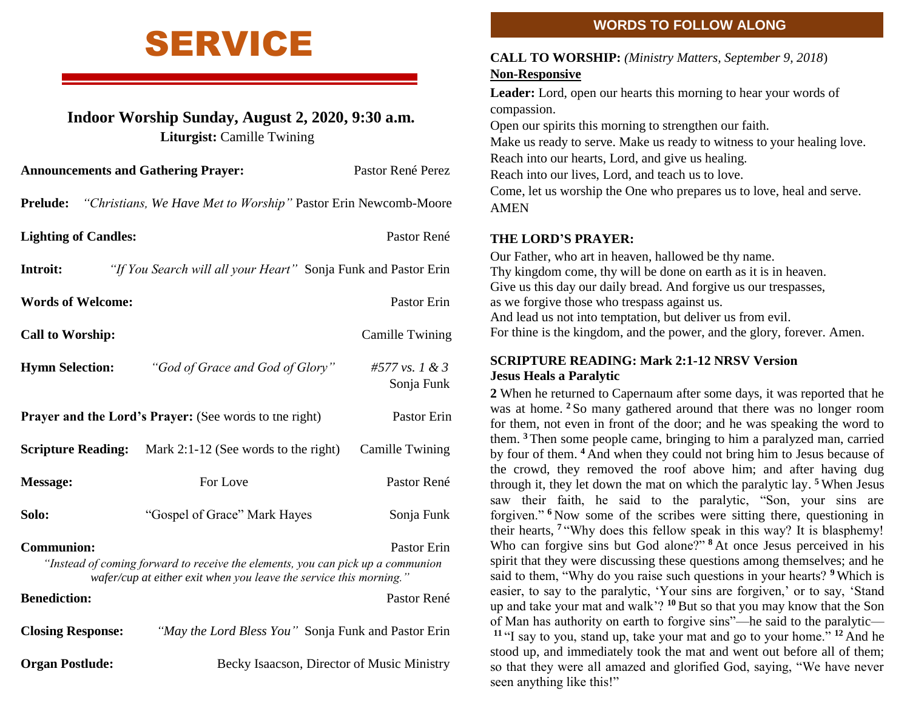# SERVICE

## Indoor Worship Sunday, August 2, 2020, 9:30 a.m.

**Liturgist:** Camille Twining

**Announcements and Gathering Prayer:** Pastor René Perez

**Prelude:** *"Christians, We Have Met to Worship"* Pastor Erin Newcomb-Moore

**Lighting of Candles:** Pastor René

**Introit:** *"If You Search will all your Heart"* Sonja Funk and Pastor Erin

**Words of Welcome:** Pastor Erin

**Call to Worship:** Camille Twining

**Hymn Selection:** *"God of Grace and God of Glory"* *#577 vs. 1 & 3* Sonja Funk

**Prayer and the Lord's Prayer:** (See words to the right) Pastor Erin

**Scripture Reading:** Mark 2:1-12 (See words to the right) Camille Twining

**Message:** For Love Pastor René

**Solo:** "Gospel of Grace" Mark Hayes Sonja Funk

**Communion:** Pastor Erin

*"Instead of coming forward to receive the elements, you can pick up a communion wafer/cup at either exit when you leave the service this morning."*

**Benediction:** Pastor René

**Closing Response:** *"May the Lord Bless You"* Sonja Funk and Pastor Erin

**Organ Postlude:** Becky Isaacson, Director of Music Ministry

## WORDS TO FOLLOW ALONG

**CALL TO WORSHIP:** *(Ministry Matters, September 9, 2018)*
**Non-Responsive**

**Leader:** Lord, open our hearts this morning to hear your words of compassion.
Open our spirits this morning to strengthen our faith.
Make us ready to serve. Make us ready to witness to your healing love.
Reach into our hearts, Lord, and give us healing.
Reach into our lives, Lord, and teach us to love.
Come, let us worship the One who prepares us to love, heal and serve.
AMEN

**THE LORD'S PRAYER:**

Our Father, who art in heaven, hallowed be thy name.
Thy kingdom come, thy will be done on earth as it is in heaven.
Give us this day our daily bread. And forgive us our trespasses,
as we forgive those who trespass against us.
And lead us not into temptation, but deliver us from evil.
For thine is the kingdom, and the power, and the glory, forever. Amen.

**SCRIPTURE READING: Mark 2:1-12 NRSV Version**
**Jesus Heals a Paralytic**

**2** When he returned to Capernaum after some days, it was reported that he was at home. [2] So many gathered around that there was no longer room for them, not even in front of the door; and he was speaking the word to them. [3] Then some people came, bringing to him a paralyzed man, carried by four of them. [4] And when they could not bring him to Jesus because of the crowd, they removed the roof above him; and after having dug through it, they let down the mat on which the paralytic lay. [5] When Jesus saw their faith, he said to the paralytic, "Son, your sins are forgiven." [6] Now some of the scribes were sitting there, questioning in their hearts, [7] "Why does this fellow speak in this way? It is blasphemy! Who can forgive sins but God alone?" [8] At once Jesus perceived in his spirit that they were discussing these questions among themselves; and he said to them, "Why do you raise such questions in your hearts? [9] Which is easier, to say to the paralytic, 'Your sins are forgiven,' or to say, 'Stand up and take your mat and walk'? [10] But so that you may know that the Son of Man has authority on earth to forgive sins"—he said to the paralytic— [11] "I say to you, stand up, take your mat and go to your home." [12] And he stood up, and immediately took the mat and went out before all of them; so that they were all amazed and glorified God, saying, "We have never seen anything like this!"